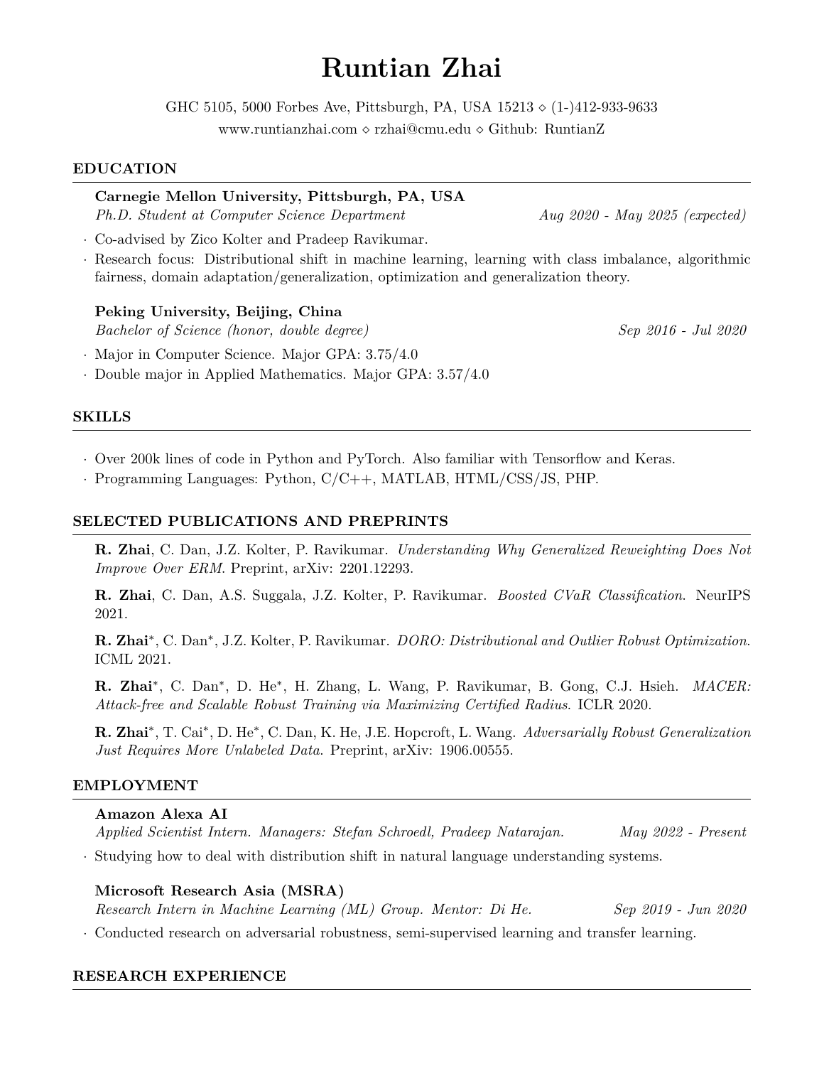# Runtian Zhai

GHC 5105, 5000 Forbes Ave, Pittsburgh, PA, USA 15213 ⋄ (1-)412-933-9633
www.runtianzhai.com ⋄ rzhai@cmu.edu ⋄ Github: RuntianZ

## EDUCATION

**Carnegie Mellon University, Pittsburgh, PA, USA**
*Ph.D. Student at Computer Science Department* — *Aug 2020 - May 2025 (expected)*

- Co-advised by Zico Kolter and Pradeep Ravikumar.
- Research focus: Distributional shift in machine learning, learning with class imbalance, algorithmic fairness, domain adaptation/generalization, optimization and generalization theory.

**Peking University, Beijing, China**
*Bachelor of Science (honor, double degree)* — *Sep 2016 - Jul 2020*

- Major in Computer Science. Major GPA: 3.75/4.0
- Double major in Applied Mathematics. Major GPA: 3.57/4.0

## SKILLS

- Over 200k lines of code in Python and PyTorch. Also familiar with Tensorflow and Keras.
- Programming Languages: Python, C/C++, MATLAB, HTML/CSS/JS, PHP.

## SELECTED PUBLICATIONS AND PREPRINTS

**R. Zhai**, C. Dan, J.Z. Kolter, P. Ravikumar. *Understanding Why Generalized Reweighting Does Not Improve Over ERM.* Preprint, arXiv: 2201.12293.

**R. Zhai**, C. Dan, A.S. Suggala, J.Z. Kolter, P. Ravikumar. *Boosted CVaR Classification.* NeurIPS 2021.

**R. Zhai**\*, C. Dan\*, J.Z. Kolter, P. Ravikumar. *DORO: Distributional and Outlier Robust Optimization.* ICML 2021.

**R. Zhai**\*, C. Dan\*, D. He\*, H. Zhang, L. Wang, P. Ravikumar, B. Gong, C.J. Hsieh. *MACER: Attack-free and Scalable Robust Training via Maximizing Certified Radius.* ICLR 2020.

**R. Zhai**\*, T. Cai\*, D. He\*, C. Dan, K. He, J.E. Hopcroft, L. Wang. *Adversarially Robust Generalization Just Requires More Unlabeled Data.* Preprint, arXiv: 1906.00555.

## EMPLOYMENT

**Amazon Alexa AI**
*Applied Scientist Intern. Managers: Stefan Schroedl, Pradeep Natarajan.* — *May 2022 - Present*

- Studying how to deal with distribution shift in natural language understanding systems.

**Microsoft Research Asia (MSRA)**
*Research Intern in Machine Learning (ML) Group. Mentor: Di He.* — *Sep 2019 - Jun 2020*

- Conducted research on adversarial robustness, semi-supervised learning and transfer learning.

## RESEARCH EXPERIENCE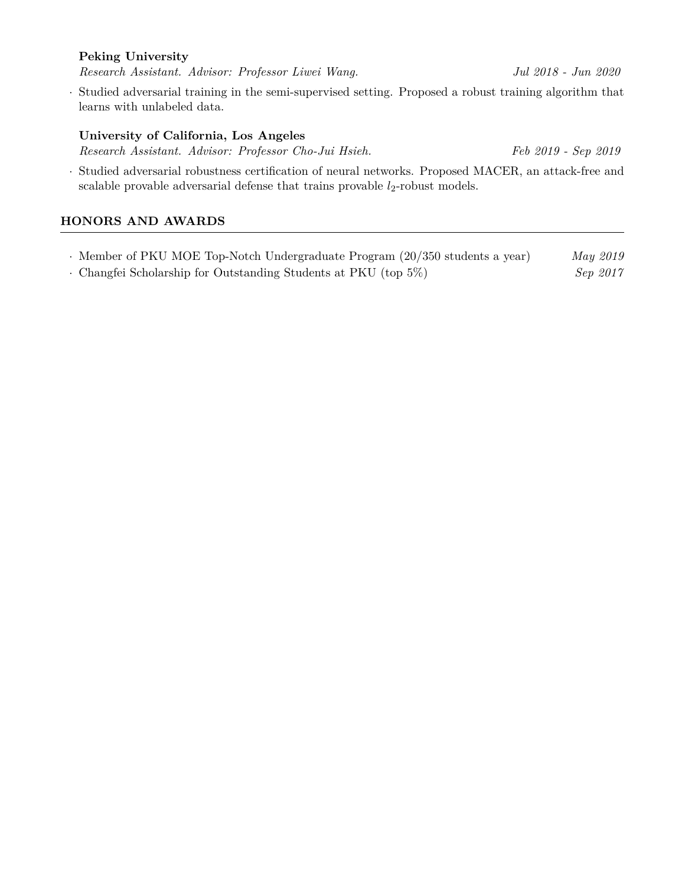**Peking University**

*Research Assistant. Advisor: Professor Liwei Wang.* *Jul 2018 - Jun 2020*

- Studied adversarial training in the semi-supervised setting. Proposed a robust training algorithm that learns with unlabeled data.

**University of California, Los Angeles**

*Research Assistant. Advisor: Professor Cho-Jui Hsieh.* *Feb 2019 - Sep 2019*

- Studied adversarial robustness certification of neural networks. Proposed MACER, an attack-free and scalable provable adversarial defense that trains provable $l_2$-robust models.

## HONORS AND AWARDS

- Member of PKU MOE Top-Notch Undergraduate Program (20/350 students a year) *May 2019*
- Changfei Scholarship for Outstanding Students at PKU (top 5%) *Sep 2017*